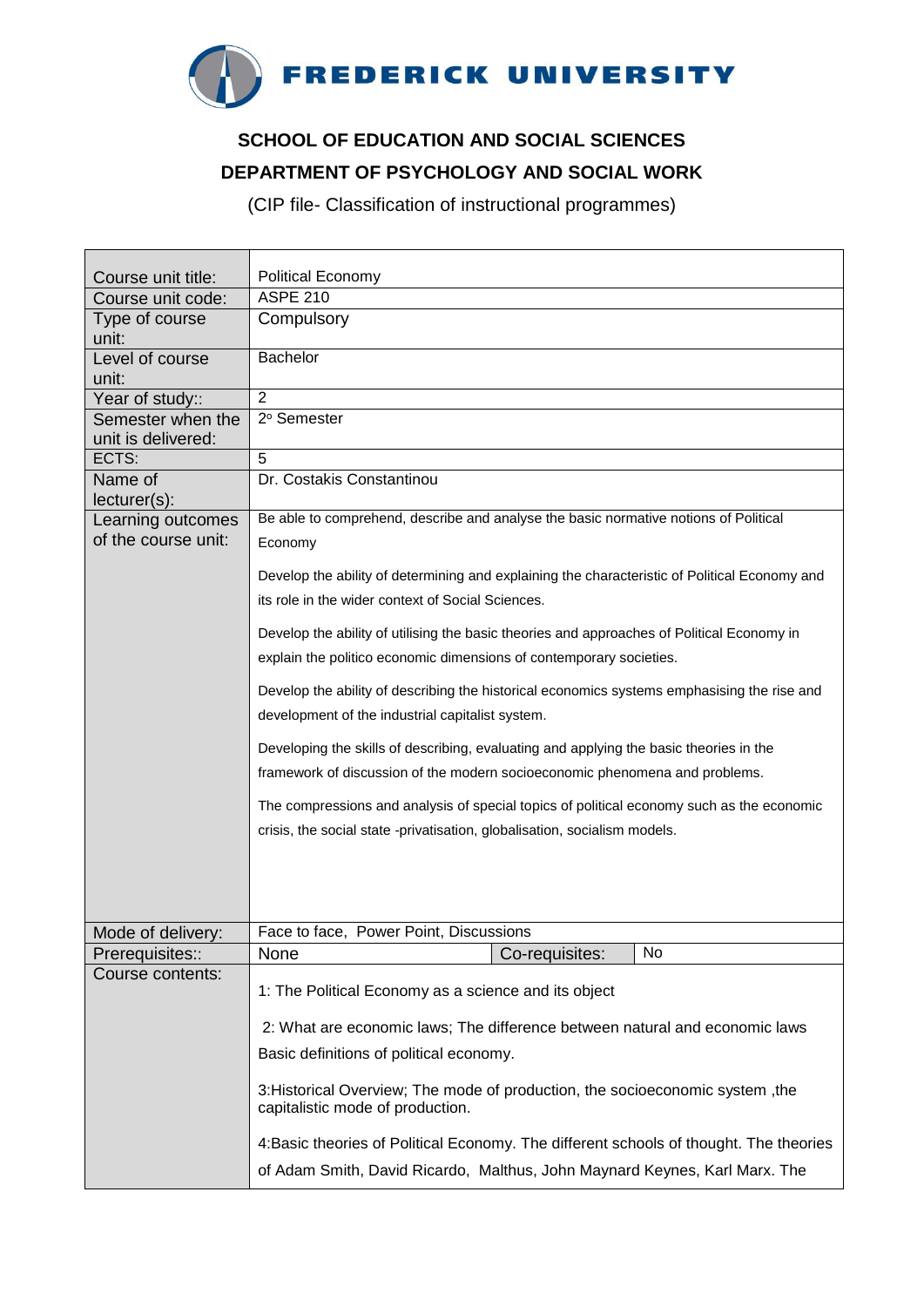**FREDERICK UNIVERSITY**

## SCHOOL OF EDUCATION AND SOCIAL SCIENCES

## DEPARTMENT OF PSYCHOLOGY AND SOCIAL WORK

(CIP file- Classification of instructional programmes)

| | | | |
|---|---|---|---|
| Course unit title: | Political Economy | | |
| Course unit code: | ASPE 210 | | |
| Type of course unit: | Compulsory | | |
| Level of course unit: | Bachelor | | |
| Year of study:: | 2 | | |
| Semester when the unit is delivered: | 2o Semester | | |
| ECTS: | 5 | | |
| Name of lecturer(s): | Dr. Costakis Constantinou | | |
| Learning outcomes of the course unit: | Be able to comprehend, describe and analyse the basic normative notions of Political Economy<br><br>Develop the ability of determining and explaining the characteristic of Political Economy and its role in the wider context of Social Sciences.<br><br>Develop the ability of utilising the basic theories and approaches of Political Economy in explain the politico economic dimensions of contemporary societies.<br><br>Develop the ability of describing the historical economics systems emphasising the rise and development of the industrial capitalist system.<br><br>Developing the skills of describing, evaluating and applying the basic theories in the framework of discussion of the modern socioeconomic phenomena and problems.<br><br>The compressions and analysis of special topics of political economy such as the economic crisis, the social state -privatisation, globalisation, socialism models. | | |
| Mode of delivery: | Face to face, Power Point, Discussions | | |
| Prerequisites:: | None | Co-requisites: | No |
| Course contents: | 1: The Political Economy as a science and its object<br><br>2: What are economic laws; The difference between natural and economic laws Basic definitions of political economy.<br><br>3:Historical Overview; The mode of production, the socioeconomic system ,the capitalistic mode of production.<br><br>4:Basic theories of Political Economy. The different schools of thought. The theories of Adam Smith, David Ricardo, Malthus, John Maynard Keynes, Karl Marx. The | | |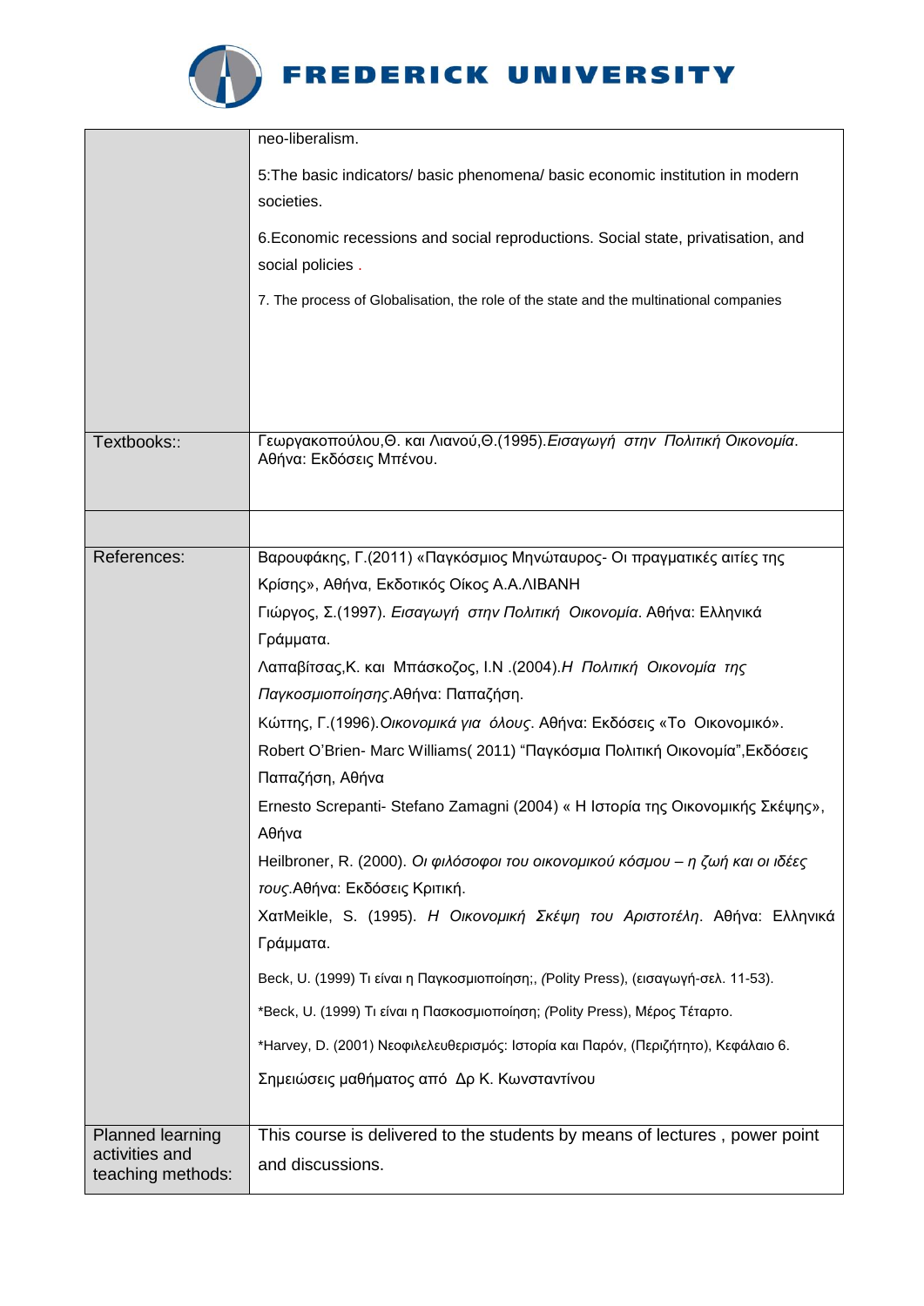| | |
|---|---|
| | neo-liberalism.<br><br>5:The basic indicators/ basic phenomena/ basic economic institution in modern societies.<br><br>6.Economic recessions and social reproductions. Social state, privatisation, and social policies .<br><br>7. The process of Globalisation, the role of the state and the multinational companies |
| Textbooks:: | Γεωργακοπούλου,Θ. και Λιανού,Θ.(1995).*Εισαγωγή στην Πολιτική Οικονομία*. Αθήνα: Εκδόσεις Μπένου. |
| | |
| References: | Βαρουφάκης, Γ.(2011) «Παγκόσμιος Μηνώταυρος- Οι πραγματικές αιτίες της Κρίσης», Αθήνα, Εκδοτικός Οίκος Α.Α.ΛΙΒΑΝΗ<br>Γιώργος, Σ.(1997). *Εισαγωγή στην Πολιτική Οικονομία*. Αθήνα: Ελληνικά Γράμματα.<br>Λαπαβίτσας,Κ. και Μπάσκοζος, Ι.Ν .(2004).*Η Πολιτική Οικονομία της Παγκοσμιοποίησης*.Αθήνα: Παπαζήση.<br>Κώττης, Γ.(1996).*Οικονομικά για όλους*. Αθήνα: Εκδόσεις «Το Οικονομικό».<br>Robert O'Brien- Marc Williams( 2011) "Παγκόσμια Πολιτική Οικονομία",Εκδόσεις Παπαζήση, Αθήνα<br>Ernesto Screpanti- Stefano Zamagni (2004) « Η Ιστορία της Οικονομικής Σκέψης», Αθήνα<br>Heilbroner, R. (2000). *Οι φιλόσοφοι του οικονομικού κόσμου – η ζωή και οι ιδέες τους*.Αθήνα: Εκδόσεις Κριτική.<br>ΧατΜeikle, S. (1995). *Η Οικονομική Σκέψη του Αριστοτέλη*. Αθήνα: Ελληνικά Γράμματα.<br>Beck, U. (1999) Τι είναι η Παγκοσμιοποίηση;, (Polity Press), (εισαγωγή-σελ. 11-53).<br>*Beck, U. (1999) Τι είναι η Πασκοσμιοποίηση; (Polity Press), Μέρος Τέταρτο.<br>*Harvey, D. (2001) Νεοφιλελευθερισμός: Ιστορία και Παρόν, (Περιζήτητο), Κεφάλαιο 6.<br>Σημειώσεις μαθήματος από Δρ Κ. Κωνσταντίνου |
| Planned learning activities and teaching methods: | This course is delivered to the students by means of lectures , power point and discussions. |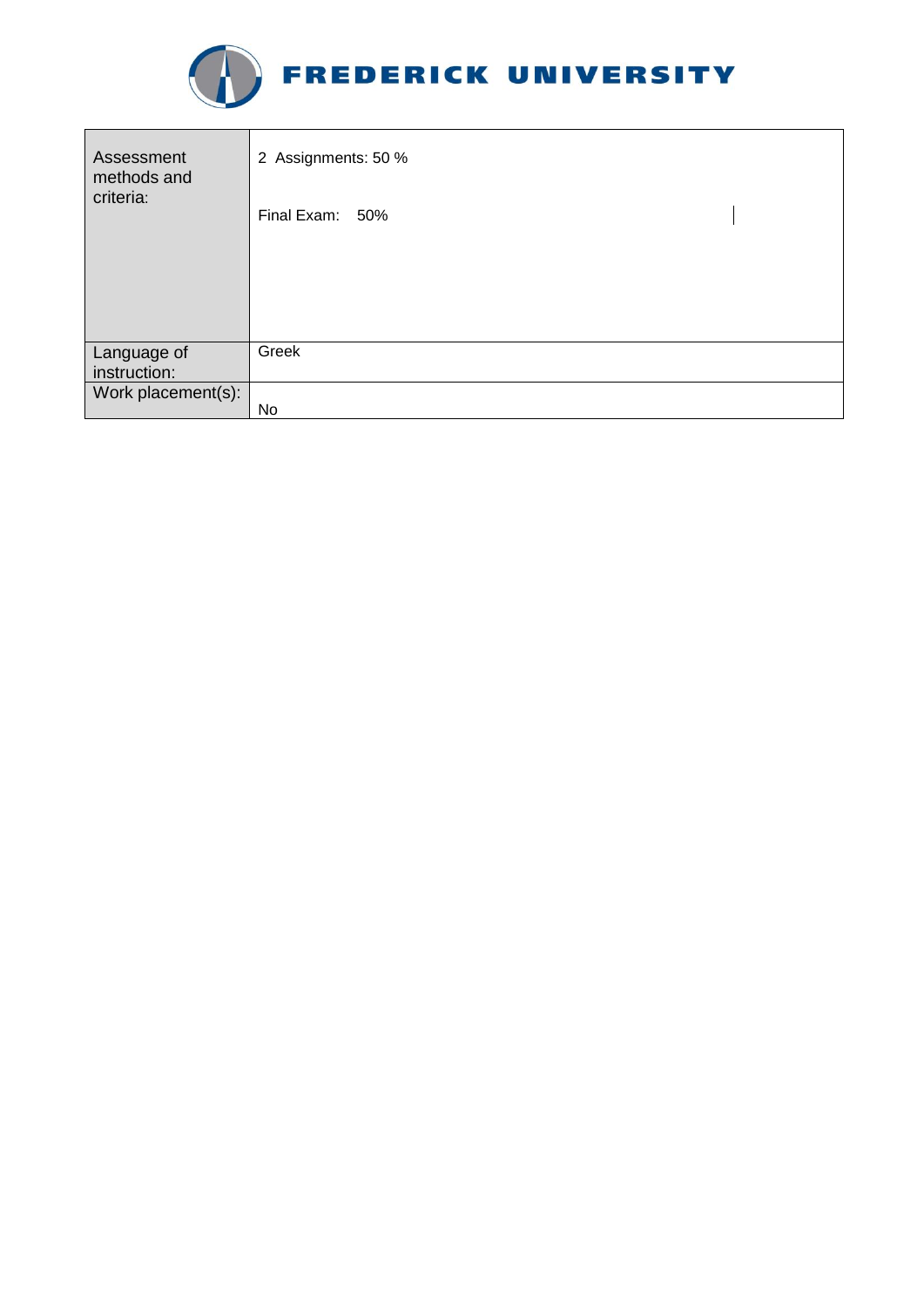| | |
|---|---|
| Assessment methods and criteria: | 2 Assignments: 50 %<br><br>Final Exam: 50% |
| Language of instruction: | Greek |
| Work placement(s): | No |